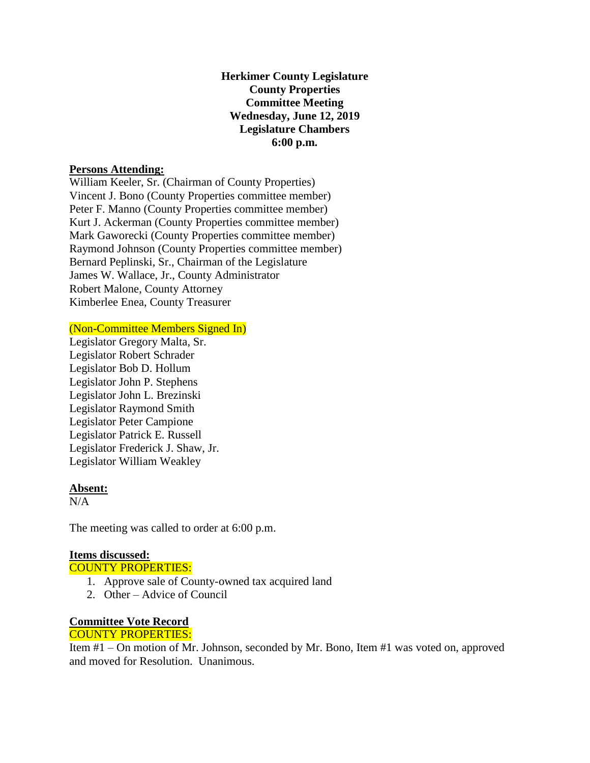**Herkimer County Legislature**
**County Properties**
**Committee Meeting**
**Wednesday, June 12, 2019**
**Legislature Chambers**
**6:00 p.m.**

**Persons Attending:**

William Keeler, Sr. (Chairman of County Properties)
Vincent J. Bono (County Properties committee member)
Peter F. Manno (County Properties committee member)
Kurt J. Ackerman (County Properties committee member)
Mark Gaworecki (County Properties committee member)
Raymond Johnson (County Properties committee member)
Bernard Peplinski, Sr., Chairman of the Legislature
James W. Wallace, Jr., County Administrator
Robert Malone, County Attorney
Kimberlee Enea, County Treasurer

(Non-Committee Members Signed In)

Legislator Gregory Malta, Sr.
Legislator Robert Schrader
Legislator Bob D. Hollum
Legislator John P. Stephens
Legislator John L. Brezinski
Legislator Raymond Smith
Legislator Peter Campione
Legislator Patrick E. Russell
Legislator Frederick J. Shaw, Jr.
Legislator William Weakley

**Absent:**

N/A

The meeting was called to order at 6:00 p.m.

**Items discussed:**

COUNTY PROPERTIES:

1. Approve sale of County-owned tax acquired land
2. Other – Advice of Council

**Committee Vote Record**

COUNTY PROPERTIES:

Item #1 – On motion of Mr. Johnson, seconded by Mr. Bono, Item #1 was voted on, approved and moved for Resolution. Unanimous.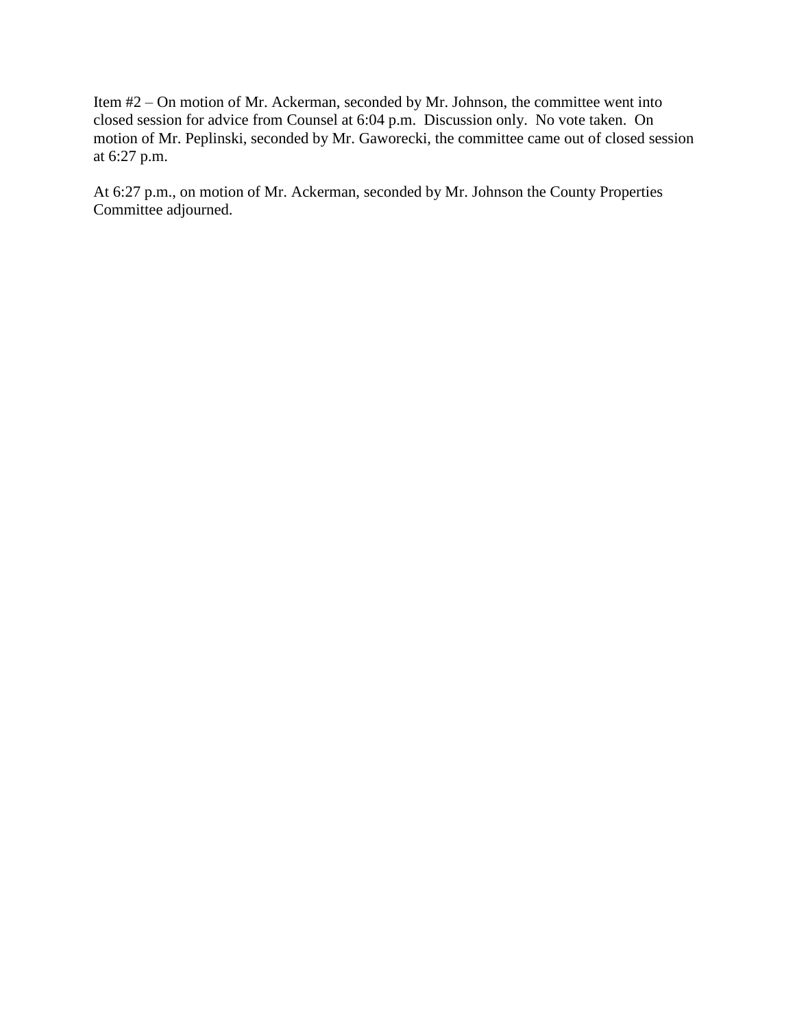Item #2 – On motion of Mr. Ackerman, seconded by Mr. Johnson, the committee went into closed session for advice from Counsel at 6:04 p.m. Discussion only. No vote taken. On motion of Mr. Peplinski, seconded by Mr. Gaworecki, the committee came out of closed session at 6:27 p.m.

At 6:27 p.m., on motion of Mr. Ackerman, seconded by Mr. Johnson the County Properties Committee adjourned.